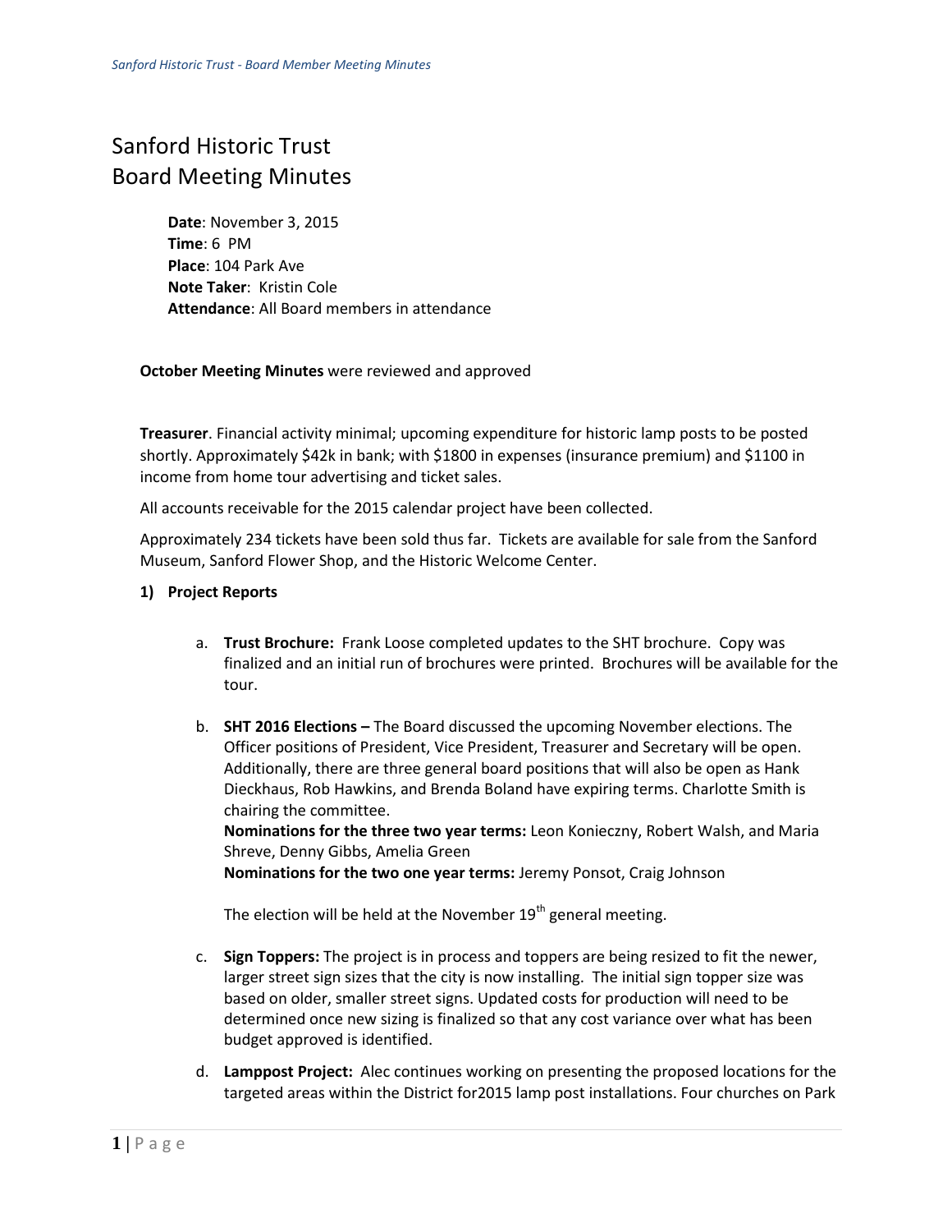# Sanford Historic Trust
# Board Meeting Minutes

**Date**: November 3, 2015
**Time**: 6 PM
**Place**: 104 Park Ave
**Note Taker**: Kristin Cole
**Attendance**: All Board members in attendance

**October Meeting Minutes** were reviewed and approved

**Treasurer**. Financial activity minimal; upcoming expenditure for historic lamp posts to be posted shortly. Approximately $42k in bank; with $1800 in expenses (insurance premium) and $1100 in income from home tour advertising and ticket sales.

All accounts receivable for the 2015 calendar project have been collected.

Approximately 234 tickets have been sold thus far. Tickets are available for sale from the Sanford Museum, Sanford Flower Shop, and the Historic Welcome Center.

**1) Project Reports**

a. **Trust Brochure:** Frank Loose completed updates to the SHT brochure. Copy was finalized and an initial run of brochures were printed. Brochures will be available for the tour.

b. **SHT 2016 Elections –** The Board discussed the upcoming November elections. The Officer positions of President, Vice President, Treasurer and Secretary will be open. Additionally, there are three general board positions that will also be open as Hank Dieckhaus, Rob Hawkins, and Brenda Boland have expiring terms. Charlotte Smith is chairing the committee.
**Nominations for the three two year terms:** Leon Konieczny, Robert Walsh, and Maria Shreve, Denny Gibbs, Amelia Green
**Nominations for the two one year terms:** Jeremy Ponsot, Craig Johnson

The election will be held at the November 19th general meeting.

c. **Sign Toppers:** The project is in process and toppers are being resized to fit the newer, larger street sign sizes that the city is now installing. The initial sign topper size was based on older, smaller street signs. Updated costs for production will need to be determined once new sizing is finalized so that any cost variance over what has been budget approved is identified.

d. **Lamppost Project:** Alec continues working on presenting the proposed locations for the targeted areas within the District for2015 lamp post installations. Four churches on Park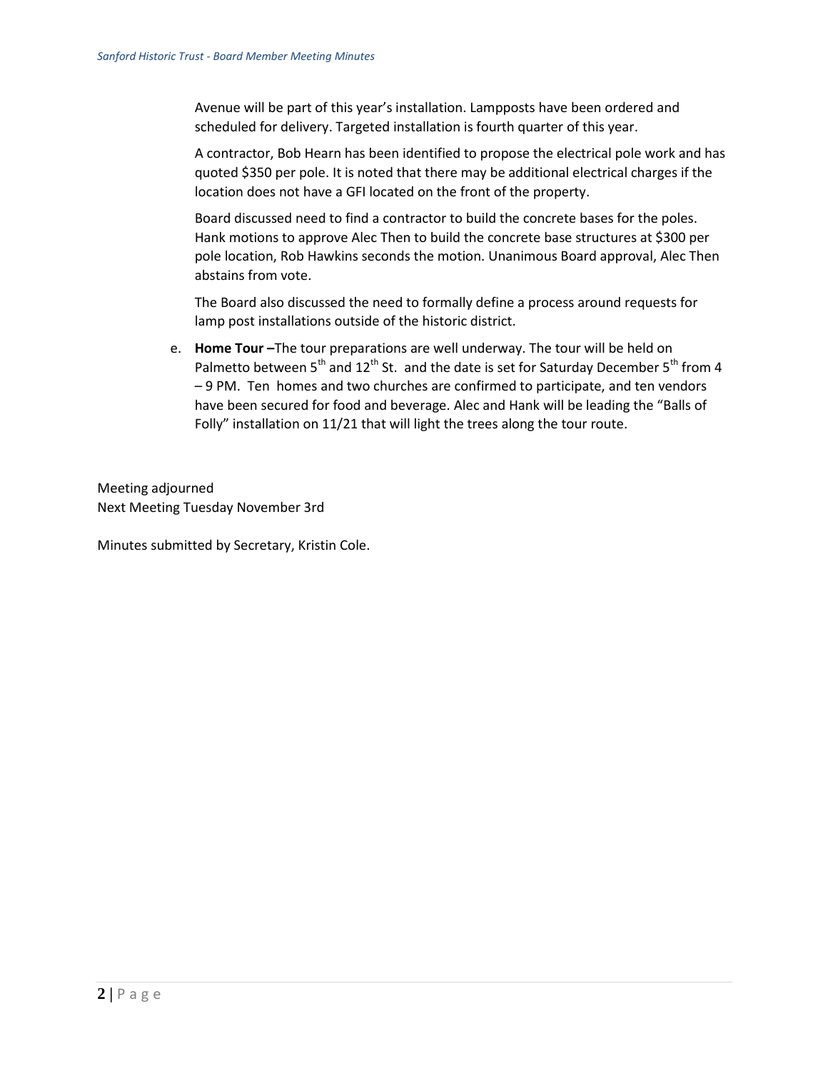Avenue will be part of this year's installation. Lampposts have been ordered and scheduled for delivery. Targeted installation is fourth quarter of this year.

A contractor, Bob Hearn has been identified to propose the electrical pole work and has quoted $350 per pole. It is noted that there may be additional electrical charges if the location does not have a GFI located on the front of the property.

Board discussed need to find a contractor to build the concrete bases for the poles. Hank motions to approve Alec Then to build the concrete base structures at $300 per pole location, Rob Hawkins seconds the motion. Unanimous Board approval, Alec Then abstains from vote.

The Board also discussed the need to formally define a process around requests for lamp post installations outside of the historic district.

e. **Home Tour –**The tour preparations are well underway. The tour will be held on Palmetto between 5th and 12th St. and the date is set for Saturday December 5th from 4 – 9 PM. Ten homes and two churches are confirmed to participate, and ten vendors have been secured for food and beverage. Alec and Hank will be leading the "Balls of Folly" installation on 11/21 that will light the trees along the tour route.

Meeting adjourned
Next Meeting Tuesday November 3rd

Minutes submitted by Secretary, Kristin Cole.